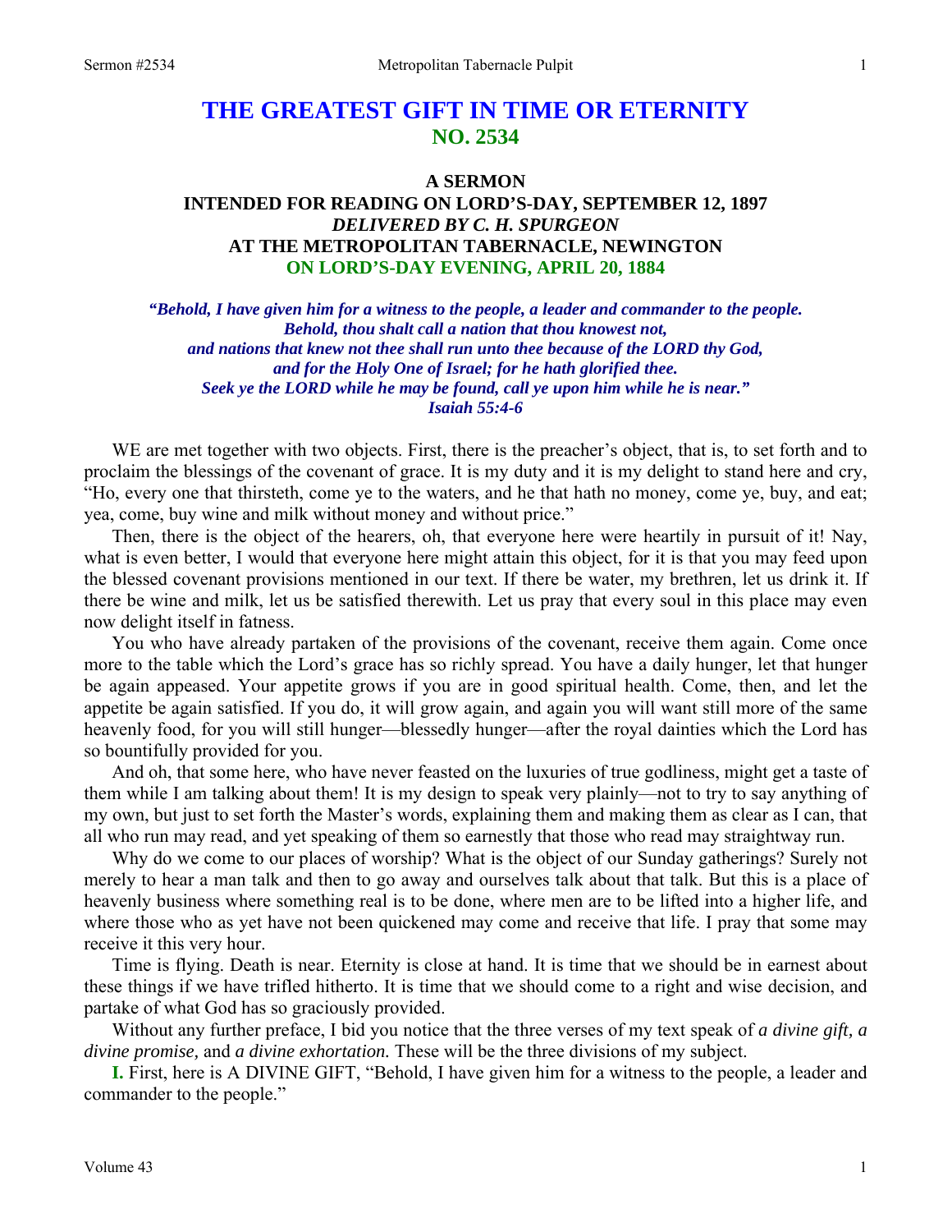# THE GREATEST GIFT IN TIME OR ETERNITY
## NO. 2534

### A SERMON
### INTENDED FOR READING ON LORD'S-DAY, SEPTEMBER 12, 1897
### *DELIVERED BY C. H. SPURGEON*
### AT THE METROPOLITAN TABERNACLE, NEWINGTON
### ON LORD'S-DAY EVENING, APRIL 20, 1884

*"Behold, I have given him for a witness to the people, a leader and commander to the people. Behold, thou shalt call a nation that thou knowest not, and nations that knew not thee shall run unto thee because of the LORD thy God, and for the Holy One of Israel; for he hath glorified thee. Seek ye the LORD while he may be found, call ye upon him while he is near." Isaiah 55:4-6*

WE are met together with two objects. First, there is the preacher's object, that is, to set forth and to proclaim the blessings of the covenant of grace. It is my duty and it is my delight to stand here and cry, "Ho, every one that thirsteth, come ye to the waters, and he that hath no money, come ye, buy, and eat; yea, come, buy wine and milk without money and without price."

Then, there is the object of the hearers, oh, that everyone here were heartily in pursuit of it! Nay, what is even better, I would that everyone here might attain this object, for it is that you may feed upon the blessed covenant provisions mentioned in our text. If there be water, my brethren, let us drink it. If there be wine and milk, let us be satisfied therewith. Let us pray that every soul in this place may even now delight itself in fatness.

You who have already partaken of the provisions of the covenant, receive them again. Come once more to the table which the Lord's grace has so richly spread. You have a daily hunger, let that hunger be again appeased. Your appetite grows if you are in good spiritual health. Come, then, and let the appetite be again satisfied. If you do, it will grow again, and again you will want still more of the same heavenly food, for you will still hunger—blessedly hunger—after the royal dainties which the Lord has so bountifully provided for you.

And oh, that some here, who have never feasted on the luxuries of true godliness, might get a taste of them while I am talking about them! It is my design to speak very plainly—not to try to say anything of my own, but just to set forth the Master's words, explaining them and making them as clear as I can, that all who run may read, and yet speaking of them so earnestly that those who read may straightway run.

Why do we come to our places of worship? What is the object of our Sunday gatherings? Surely not merely to hear a man talk and then to go away and ourselves talk about that talk. But this is a place of heavenly business where something real is to be done, where men are to be lifted into a higher life, and where those who as yet have not been quickened may come and receive that life. I pray that some may receive it this very hour.

Time is flying. Death is near. Eternity is close at hand. It is time that we should be in earnest about these things if we have trifled hitherto. It is time that we should come to a right and wise decision, and partake of what God has so graciously provided.

Without any further preface, I bid you notice that the three verses of my text speak of *a divine gift, a divine promise,* and *a divine exhortation.* These will be the three divisions of my subject.

**I.** First, here is A DIVINE GIFT, "Behold, I have given him for a witness to the people, a leader and commander to the people."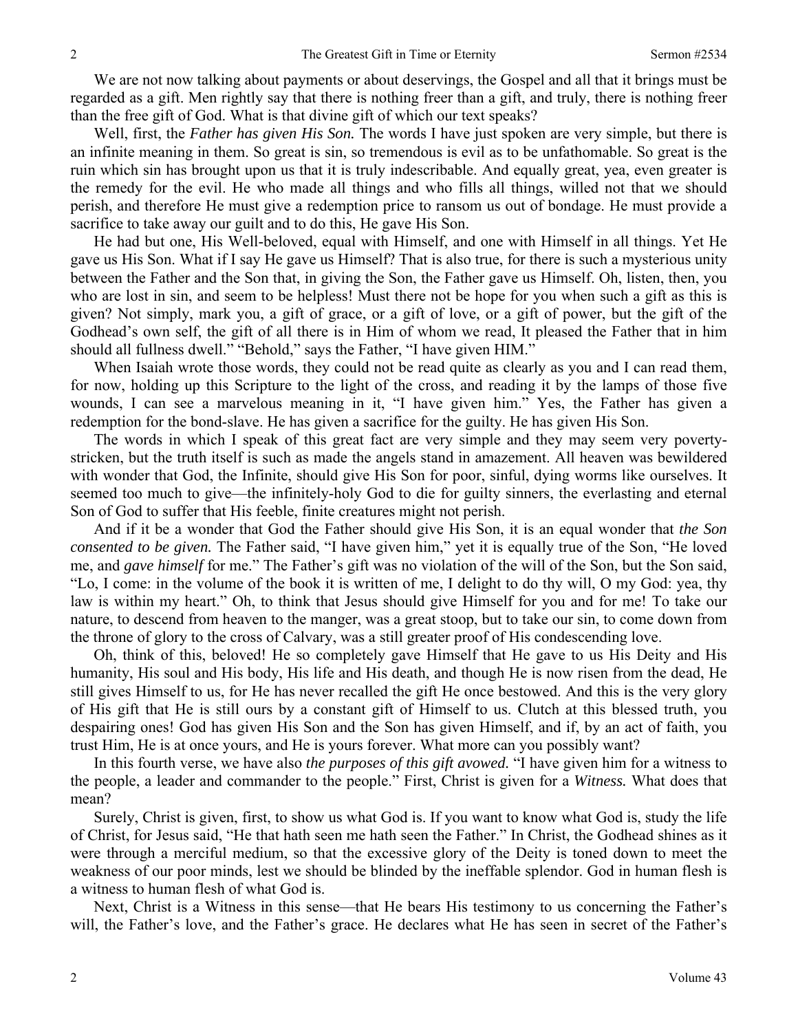We are not now talking about payments or about deservings, the Gospel and all that it brings must be regarded as a gift. Men rightly say that there is nothing freer than a gift, and truly, there is nothing freer than the free gift of God. What is that divine gift of which our text speaks?

Well, first, the *Father has given His Son.* The words I have just spoken are very simple, but there is an infinite meaning in them. So great is sin, so tremendous is evil as to be unfathomable. So great is the ruin which sin has brought upon us that it is truly indescribable. And equally great, yea, even greater is the remedy for the evil. He who made all things and who fills all things, willed not that we should perish, and therefore He must give a redemption price to ransom us out of bondage. He must provide a sacrifice to take away our guilt and to do this, He gave His Son.

He had but one, His Well-beloved, equal with Himself, and one with Himself in all things. Yet He gave us His Son. What if I say He gave us Himself? That is also true, for there is such a mysterious unity between the Father and the Son that, in giving the Son, the Father gave us Himself. Oh, listen, then, you who are lost in sin, and seem to be helpless! Must there not be hope for you when such a gift as this is given? Not simply, mark you, a gift of grace, or a gift of love, or a gift of power, but the gift of the Godhead's own self, the gift of all there is in Him of whom we read, It pleased the Father that in him should all fullness dwell." "Behold," says the Father, "I have given HIM."

When Isaiah wrote those words, they could not be read quite as clearly as you and I can read them, for now, holding up this Scripture to the light of the cross, and reading it by the lamps of those five wounds, I can see a marvelous meaning in it, "I have given him." Yes, the Father has given a redemption for the bond-slave. He has given a sacrifice for the guilty. He has given His Son.

The words in which I speak of this great fact are very simple and they may seem very poverty-stricken, but the truth itself is such as made the angels stand in amazement. All heaven was bewildered with wonder that God, the Infinite, should give His Son for poor, sinful, dying worms like ourselves. It seemed too much to give—the infinitely-holy God to die for guilty sinners, the everlasting and eternal Son of God to suffer that His feeble, finite creatures might not perish.

And if it be a wonder that God the Father should give His Son, it is an equal wonder that *the Son consented to be given.* The Father said, "I have given him," yet it is equally true of the Son, "He loved me, and *gave himself* for me." The Father's gift was no violation of the will of the Son, but the Son said, "Lo, I come: in the volume of the book it is written of me, I delight to do thy will, O my God: yea, thy law is within my heart." Oh, to think that Jesus should give Himself for you and for me! To take our nature, to descend from heaven to the manger, was a great stoop, but to take our sin, to come down from the throne of glory to the cross of Calvary, was a still greater proof of His condescending love.

Oh, think of this, beloved! He so completely gave Himself that He gave to us His Deity and His humanity, His soul and His body, His life and His death, and though He is now risen from the dead, He still gives Himself to us, for He has never recalled the gift He once bestowed. And this is the very glory of His gift that He is still ours by a constant gift of Himself to us. Clutch at this blessed truth, you despairing ones! God has given His Son and the Son has given Himself, and if, by an act of faith, you trust Him, He is at once yours, and He is yours forever. What more can you possibly want?

In this fourth verse, we have also *the purposes of this gift avowed.* "I have given him for a witness to the people, a leader and commander to the people." First, Christ is given for a *Witness.* What does that mean?

Surely, Christ is given, first, to show us what God is. If you want to know what God is, study the life of Christ, for Jesus said, "He that hath seen me hath seen the Father." In Christ, the Godhead shines as it were through a merciful medium, so that the excessive glory of the Deity is toned down to meet the weakness of our poor minds, lest we should be blinded by the ineffable splendor. God in human flesh is a witness to human flesh of what God is.

Next, Christ is a Witness in this sense—that He bears His testimony to us concerning the Father's will, the Father's love, and the Father's grace. He declares what He has seen in secret of the Father's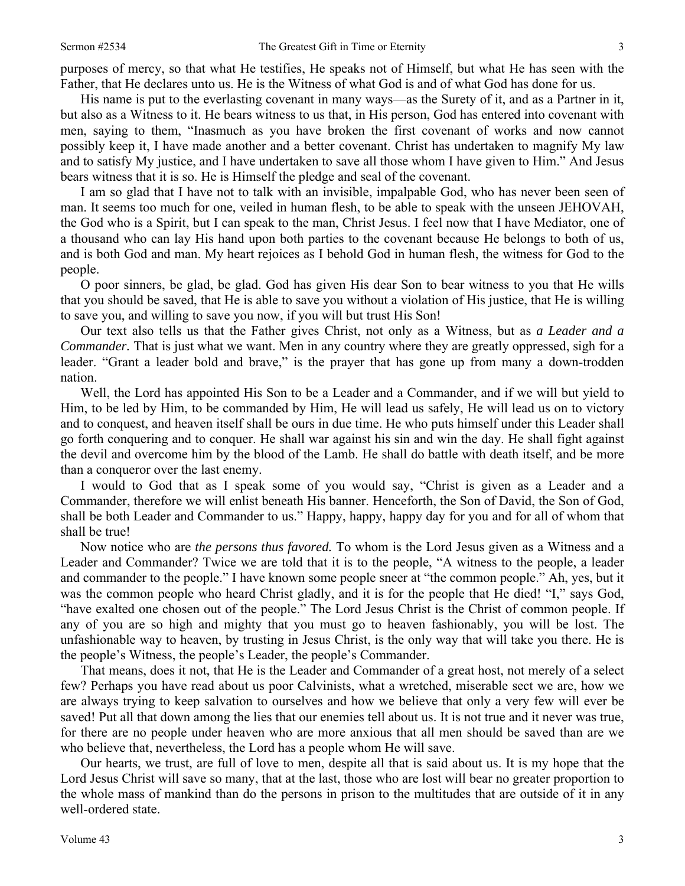purposes of mercy, so that what He testifies, He speaks not of Himself, but what He has seen with the Father, that He declares unto us. He is the Witness of what God is and of what God has done for us.

His name is put to the everlasting covenant in many ways—as the Surety of it, and as a Partner in it, but also as a Witness to it. He bears witness to us that, in His person, God has entered into covenant with men, saying to them, "Inasmuch as you have broken the first covenant of works and now cannot possibly keep it, I have made another and a better covenant. Christ has undertaken to magnify My law and to satisfy My justice, and I have undertaken to save all those whom I have given to Him." And Jesus bears witness that it is so. He is Himself the pledge and seal of the covenant.

I am so glad that I have not to talk with an invisible, impalpable God, who has never been seen of man. It seems too much for one, veiled in human flesh, to be able to speak with the unseen JEHOVAH, the God who is a Spirit, but I can speak to the man, Christ Jesus. I feel now that I have Mediator, one of a thousand who can lay His hand upon both parties to the covenant because He belongs to both of us, and is both God and man. My heart rejoices as I behold God in human flesh, the witness for God to the people.

O poor sinners, be glad, be glad. God has given His dear Son to bear witness to you that He wills that you should be saved, that He is able to save you without a violation of His justice, that He is willing to save you, and willing to save you now, if you will but trust His Son!

Our text also tells us that the Father gives Christ, not only as a Witness, but as *a Leader and a Commander.* That is just what we want. Men in any country where they are greatly oppressed, sigh for a leader. "Grant a leader bold and brave," is the prayer that has gone up from many a down-trodden nation.

Well, the Lord has appointed His Son to be a Leader and a Commander, and if we will but yield to Him, to be led by Him, to be commanded by Him, He will lead us safely, He will lead us on to victory and to conquest, and heaven itself shall be ours in due time. He who puts himself under this Leader shall go forth conquering and to conquer. He shall war against his sin and win the day. He shall fight against the devil and overcome him by the blood of the Lamb. He shall do battle with death itself, and be more than a conqueror over the last enemy.

I would to God that as I speak some of you would say, "Christ is given as a Leader and a Commander, therefore we will enlist beneath His banner. Henceforth, the Son of David, the Son of God, shall be both Leader and Commander to us." Happy, happy, happy day for you and for all of whom that shall be true!

Now notice who are *the persons thus favored.* To whom is the Lord Jesus given as a Witness and a Leader and Commander? Twice we are told that it is to the people, "A witness to the people, a leader and commander to the people." I have known some people sneer at "the common people." Ah, yes, but it was the common people who heard Christ gladly, and it is for the people that He died! "I," says God, "have exalted one chosen out of the people." The Lord Jesus Christ is the Christ of common people. If any of you are so high and mighty that you must go to heaven fashionably, you will be lost. The unfashionable way to heaven, by trusting in Jesus Christ, is the only way that will take you there. He is the people's Witness, the people's Leader, the people's Commander.

That means, does it not, that He is the Leader and Commander of a great host, not merely of a select few? Perhaps you have read about us poor Calvinists, what a wretched, miserable sect we are, how we are always trying to keep salvation to ourselves and how we believe that only a very few will ever be saved! Put all that down among the lies that our enemies tell about us. It is not true and it never was true, for there are no people under heaven who are more anxious that all men should be saved than are we who believe that, nevertheless, the Lord has a people whom He will save.

Our hearts, we trust, are full of love to men, despite all that is said about us. It is my hope that the Lord Jesus Christ will save so many, that at the last, those who are lost will bear no greater proportion to the whole mass of mankind than do the persons in prison to the multitudes that are outside of it in any well-ordered state.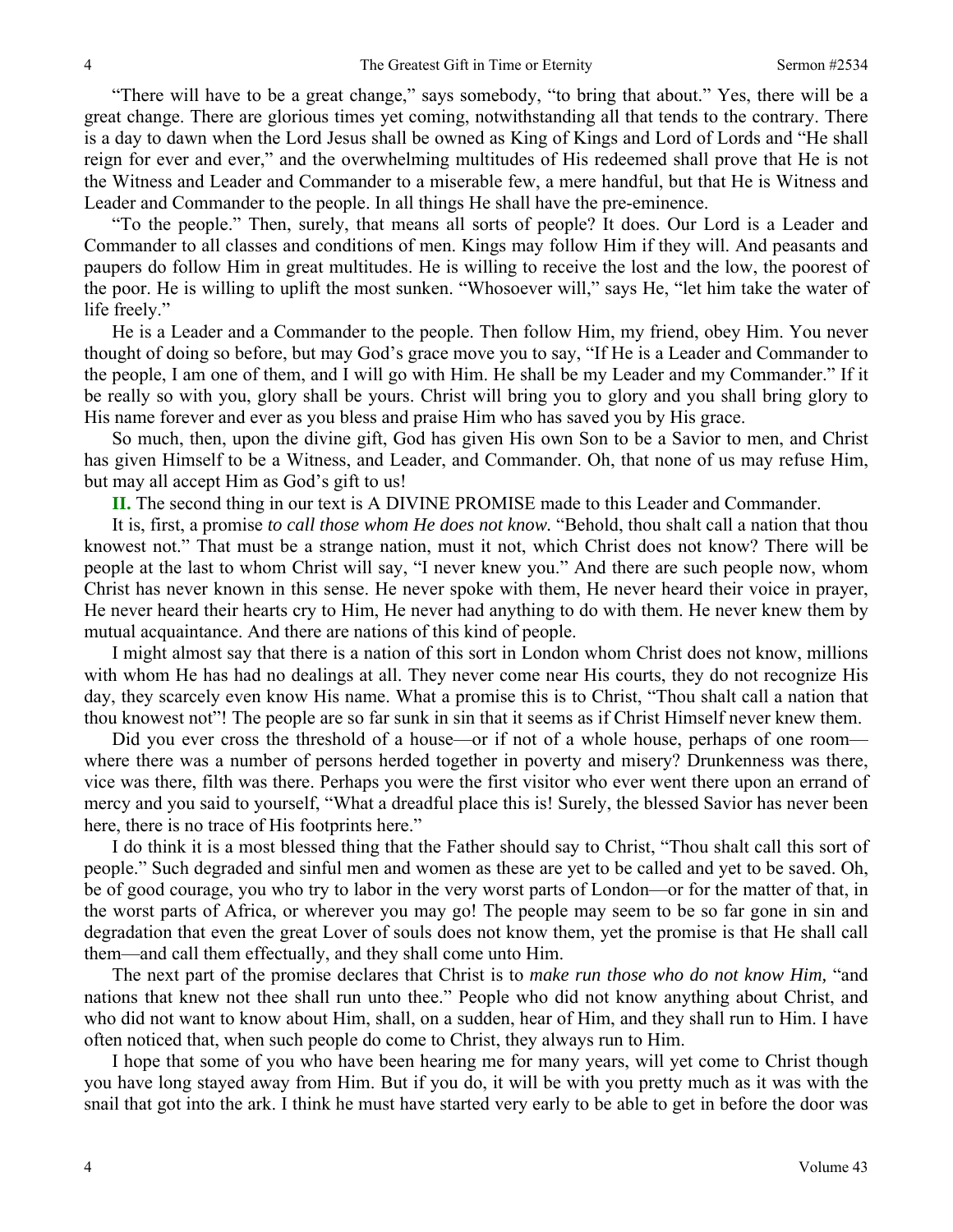"There will have to be a great change," says somebody, "to bring that about." Yes, there will be a great change. There are glorious times yet coming, notwithstanding all that tends to the contrary. There is a day to dawn when the Lord Jesus shall be owned as King of Kings and Lord of Lords and "He shall reign for ever and ever," and the overwhelming multitudes of His redeemed shall prove that He is not the Witness and Leader and Commander to a miserable few, a mere handful, but that He is Witness and Leader and Commander to the people. In all things He shall have the pre-eminence.

"To the people." Then, surely, that means all sorts of people? It does. Our Lord is a Leader and Commander to all classes and conditions of men. Kings may follow Him if they will. And peasants and paupers do follow Him in great multitudes. He is willing to receive the lost and the low, the poorest of the poor. He is willing to uplift the most sunken. "Whosoever will," says He, "let him take the water of life freely."

He is a Leader and a Commander to the people. Then follow Him, my friend, obey Him. You never thought of doing so before, but may God's grace move you to say, "If He is a Leader and Commander to the people, I am one of them, and I will go with Him. He shall be my Leader and my Commander." If it be really so with you, glory shall be yours. Christ will bring you to glory and you shall bring glory to His name forever and ever as you bless and praise Him who has saved you by His grace.

So much, then, upon the divine gift, God has given His own Son to be a Savior to men, and Christ has given Himself to be a Witness, and Leader, and Commander. Oh, that none of us may refuse Him, but may all accept Him as God's gift to us!

**II.** The second thing in our text is A DIVINE PROMISE made to this Leader and Commander.

It is, first, a promise *to call those whom He does not know.* "Behold, thou shalt call a nation that thou knowest not." That must be a strange nation, must it not, which Christ does not know? There will be people at the last to whom Christ will say, "I never knew you." And there are such people now, whom Christ has never known in this sense. He never spoke with them, He never heard their voice in prayer, He never heard their hearts cry to Him, He never had anything to do with them. He never knew them by mutual acquaintance. And there are nations of this kind of people.

I might almost say that there is a nation of this sort in London whom Christ does not know, millions with whom He has had no dealings at all. They never come near His courts, they do not recognize His day, they scarcely even know His name. What a promise this is to Christ, "Thou shalt call a nation that thou knowest not"! The people are so far sunk in sin that it seems as if Christ Himself never knew them.

Did you ever cross the threshold of a house—or if not of a whole house, perhaps of one room—where there was a number of persons herded together in poverty and misery? Drunkenness was there, vice was there, filth was there. Perhaps you were the first visitor who ever went there upon an errand of mercy and you said to yourself, "What a dreadful place this is! Surely, the blessed Savior has never been here, there is no trace of His footprints here."

I do think it is a most blessed thing that the Father should say to Christ, "Thou shalt call this sort of people." Such degraded and sinful men and women as these are yet to be called and yet to be saved. Oh, be of good courage, you who try to labor in the very worst parts of London—or for the matter of that, in the worst parts of Africa, or wherever you may go! The people may seem to be so far gone in sin and degradation that even the great Lover of souls does not know them, yet the promise is that He shall call them—and call them effectually, and they shall come unto Him.

The next part of the promise declares that Christ is to *make run those who do not know Him,* "and nations that knew not thee shall run unto thee." People who did not know anything about Christ, and who did not want to know about Him, shall, on a sudden, hear of Him, and they shall run to Him. I have often noticed that, when such people do come to Christ, they always run to Him.

I hope that some of you who have been hearing me for many years, will yet come to Christ though you have long stayed away from Him. But if you do, it will be with you pretty much as it was with the snail that got into the ark. I think he must have started very early to be able to get in before the door was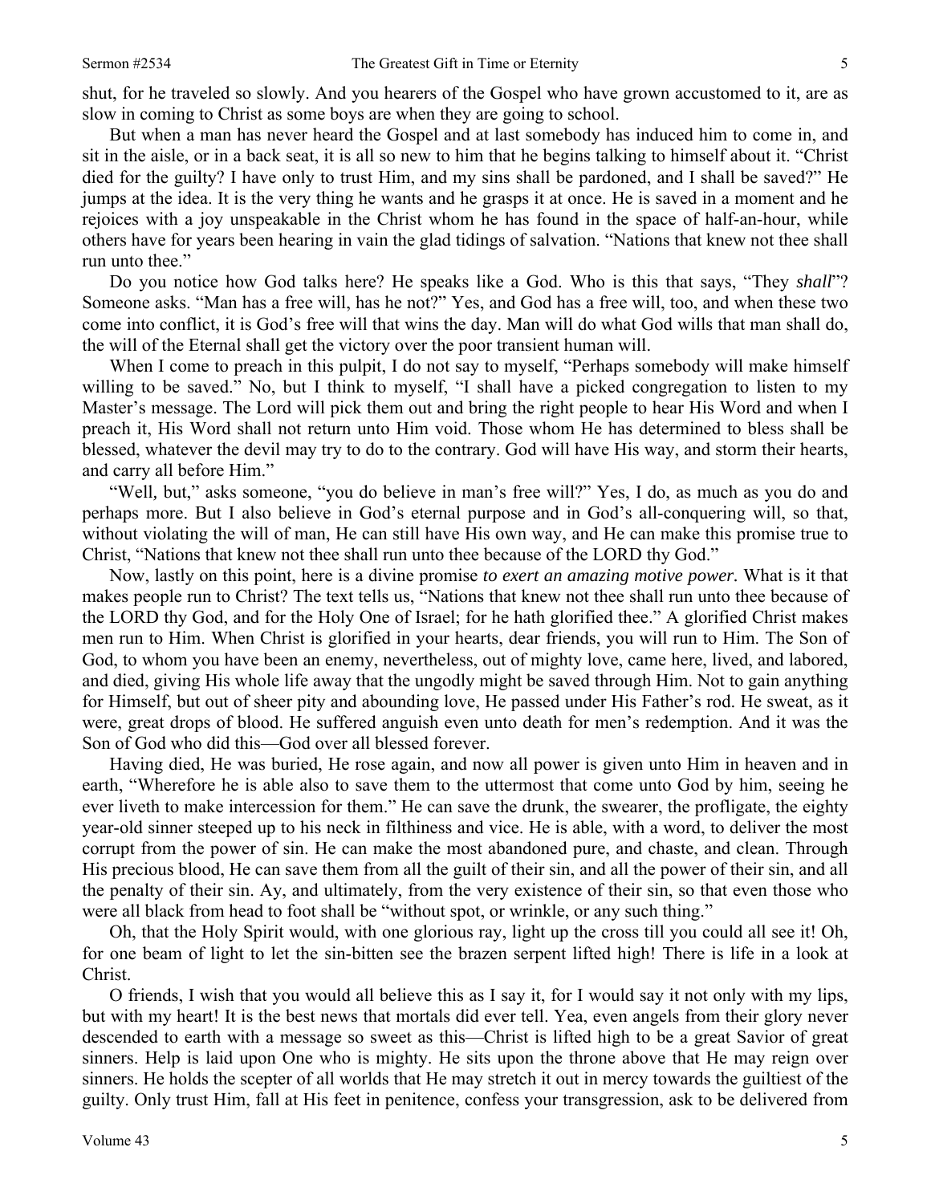shut, for he traveled so slowly. And you hearers of the Gospel who have grown accustomed to it, are as slow in coming to Christ as some boys are when they are going to school.

But when a man has never heard the Gospel and at last somebody has induced him to come in, and sit in the aisle, or in a back seat, it is all so new to him that he begins talking to himself about it. "Christ died for the guilty? I have only to trust Him, and my sins shall be pardoned, and I shall be saved?" He jumps at the idea. It is the very thing he wants and he grasps it at once. He is saved in a moment and he rejoices with a joy unspeakable in the Christ whom he has found in the space of half-an-hour, while others have for years been hearing in vain the glad tidings of salvation. "Nations that knew not thee shall run unto thee."

Do you notice how God talks here? He speaks like a God. Who is this that says, "They *shall*"? Someone asks. "Man has a free will, has he not?" Yes, and God has a free will, too, and when these two come into conflict, it is God's free will that wins the day. Man will do what God wills that man shall do, the will of the Eternal shall get the victory over the poor transient human will.

When I come to preach in this pulpit, I do not say to myself, "Perhaps somebody will make himself willing to be saved." No, but I think to myself, "I shall have a picked congregation to listen to my Master's message. The Lord will pick them out and bring the right people to hear His Word and when I preach it, His Word shall not return unto Him void. Those whom He has determined to bless shall be blessed, whatever the devil may try to do to the contrary. God will have His way, and storm their hearts, and carry all before Him."

"Well, but," asks someone, "you do believe in man's free will?" Yes, I do, as much as you do and perhaps more. But I also believe in God's eternal purpose and in God's all-conquering will, so that, without violating the will of man, He can still have His own way, and He can make this promise true to Christ, "Nations that knew not thee shall run unto thee because of the LORD thy God."

Now, lastly on this point, here is a divine promise *to exert an amazing motive power*. What is it that makes people run to Christ? The text tells us, "Nations that knew not thee shall run unto thee because of the LORD thy God, and for the Holy One of Israel; for he hath glorified thee." A glorified Christ makes men run to Him. When Christ is glorified in your hearts, dear friends, you will run to Him. The Son of God, to whom you have been an enemy, nevertheless, out of mighty love, came here, lived, and labored, and died, giving His whole life away that the ungodly might be saved through Him. Not to gain anything for Himself, but out of sheer pity and abounding love, He passed under His Father's rod. He sweat, as it were, great drops of blood. He suffered anguish even unto death for men's redemption. And it was the Son of God who did this—God over all blessed forever.

Having died, He was buried, He rose again, and now all power is given unto Him in heaven and in earth, "Wherefore he is able also to save them to the uttermost that come unto God by him, seeing he ever liveth to make intercession for them." He can save the drunk, the swearer, the profligate, the eighty year-old sinner steeped up to his neck in filthiness and vice. He is able, with a word, to deliver the most corrupt from the power of sin. He can make the most abandoned pure, and chaste, and clean. Through His precious blood, He can save them from all the guilt of their sin, and all the power of their sin, and all the penalty of their sin. Ay, and ultimately, from the very existence of their sin, so that even those who were all black from head to foot shall be "without spot, or wrinkle, or any such thing."

Oh, that the Holy Spirit would, with one glorious ray, light up the cross till you could all see it! Oh, for one beam of light to let the sin-bitten see the brazen serpent lifted high! There is life in a look at Christ.

O friends, I wish that you would all believe this as I say it, for I would say it not only with my lips, but with my heart! It is the best news that mortals did ever tell. Yea, even angels from their glory never descended to earth with a message so sweet as this—Christ is lifted high to be a great Savior of great sinners. Help is laid upon One who is mighty. He sits upon the throne above that He may reign over sinners. He holds the scepter of all worlds that He may stretch it out in mercy towards the guiltiest of the guilty. Only trust Him, fall at His feet in penitence, confess your transgression, ask to be delivered from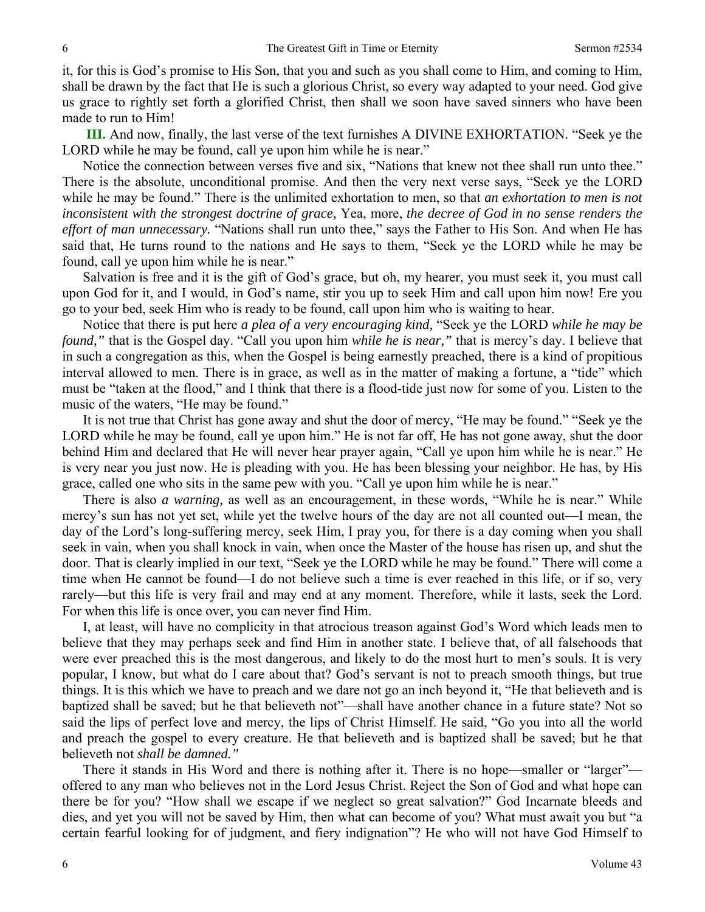it, for this is God's promise to His Son, that you and such as you shall come to Him, and coming to Him, shall be drawn by the fact that He is such a glorious Christ, so every way adapted to your need. God give us grace to rightly set forth a glorified Christ, then shall we soon have saved sinners who have been made to run to Him!

**III.** And now, finally, the last verse of the text furnishes A DIVINE EXHORTATION. "Seek ye the LORD while he may be found, call ye upon him while he is near."

Notice the connection between verses five and six, "Nations that knew not thee shall run unto thee." There is the absolute, unconditional promise. And then the very next verse says, "Seek ye the LORD while he may be found." There is the unlimited exhortation to men, so that *an exhortation to men is not inconsistent with the strongest doctrine of grace,* Yea, more, *the decree of God in no sense renders the effort of man unnecessary.* "Nations shall run unto thee," says the Father to His Son. And when He has said that, He turns round to the nations and He says to them, "Seek ye the LORD while he may be found, call ye upon him while he is near."

Salvation is free and it is the gift of God's grace, but oh, my hearer, you must seek it, you must call upon God for it, and I would, in God's name, stir you up to seek Him and call upon him now! Ere you go to your bed, seek Him who is ready to be found, call upon him who is waiting to hear.

Notice that there is put here *a plea of a very encouraging kind,* "Seek ye the LORD *while he may be found,"* that is the Gospel day. "Call you upon him *while he is near,"* that is mercy's day. I believe that in such a congregation as this, when the Gospel is being earnestly preached, there is a kind of propitious interval allowed to men. There is in grace, as well as in the matter of making a fortune, a "tide" which must be "taken at the flood," and I think that there is a flood-tide just now for some of you. Listen to the music of the waters, "He may be found."

It is not true that Christ has gone away and shut the door of mercy, "He may be found." "Seek ye the LORD while he may be found, call ye upon him." He is not far off, He has not gone away, shut the door behind Him and declared that He will never hear prayer again, "Call ye upon him while he is near." He is very near you just now. He is pleading with you. He has been blessing your neighbor. He has, by His grace, called one who sits in the same pew with you. "Call ye upon him while he is near."

There is also *a warning,* as well as an encouragement, in these words, "While he is near." While mercy's sun has not yet set, while yet the twelve hours of the day are not all counted out—I mean, the day of the Lord's long-suffering mercy, seek Him, I pray you, for there is a day coming when you shall seek in vain, when you shall knock in vain, when once the Master of the house has risen up, and shut the door. That is clearly implied in our text, "Seek ye the LORD while he may be found." There will come a time when He cannot be found—I do not believe such a time is ever reached in this life, or if so, very rarely—but this life is very frail and may end at any moment. Therefore, while it lasts, seek the Lord. For when this life is once over, you can never find Him.

I, at least, will have no complicity in that atrocious treason against God's Word which leads men to believe that they may perhaps seek and find Him in another state. I believe that, of all falsehoods that were ever preached this is the most dangerous, and likely to do the most hurt to men's souls. It is very popular, I know, but what do I care about that? God's servant is not to preach smooth things, but true things. It is this which we have to preach and we dare not go an inch beyond it, "He that believeth and is baptized shall be saved; but he that believeth not"—shall have another chance in a future state? Not so said the lips of perfect love and mercy, the lips of Christ Himself. He said, "Go you into all the world and preach the gospel to every creature. He that believeth and is baptized shall be saved; but he that believeth not *shall be damned."*

There it stands in His Word and there is nothing after it. There is no hope—smaller or "larger"—offered to any man who believes not in the Lord Jesus Christ. Reject the Son of God and what hope can there be for you? "How shall we escape if we neglect so great salvation?" God Incarnate bleeds and dies, and yet you will not be saved by Him, then what can become of you? What must await you but "a certain fearful looking for of judgment, and fiery indignation"? He who will not have God Himself to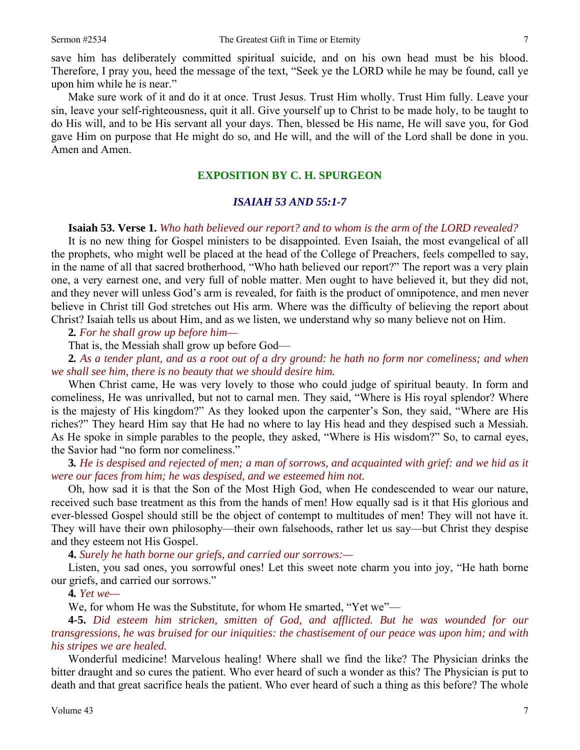save him has deliberately committed spiritual suicide, and on his own head must be his blood. Therefore, I pray you, heed the message of the text, "Seek ye the LORD while he may be found, call ye upon him while he is near."

Make sure work of it and do it at once. Trust Jesus. Trust Him wholly. Trust Him fully. Leave your sin, leave your self-righteousness, quit it all. Give yourself up to Christ to be made holy, to be taught to do His will, and to be His servant all your days. Then, blessed be His name, He will save you, for God gave Him on purpose that He might do so, and He will, and the will of the Lord shall be done in you. Amen and Amen.

## EXPOSITION BY C. H. SPURGEON

### *ISAIAH 53 AND 55:1-7*

**Isaiah 53. Verse 1.** *Who hath believed our report? and to whom is the arm of the LORD revealed?*

It is no new thing for Gospel ministers to be disappointed. Even Isaiah, the most evangelical of all the prophets, who might well be placed at the head of the College of Preachers, feels compelled to say, in the name of all that sacred brotherhood, "Who hath believed our report?" The report was a very plain one, a very earnest one, and very full of noble matter. Men ought to have believed it, but they did not, and they never will unless God's arm is revealed, for faith is the product of omnipotence, and men never believe in Christ till God stretches out His arm. Where was the difficulty of believing the report about Christ? Isaiah tells us about Him, and as we listen, we understand why so many believe not on Him.

**2.** *For he shall grow up before him—*

That is, the Messiah shall grow up before God—

**2.** *As a tender plant, and as a root out of a dry ground: he hath no form nor comeliness; and when we shall see him, there is no beauty that we should desire him.*

When Christ came, He was very lovely to those who could judge of spiritual beauty. In form and comeliness, He was unrivalled, but not to carnal men. They said, "Where is His royal splendor? Where is the majesty of His kingdom?" As they looked upon the carpenter's Son, they said, "Where are His riches?" They heard Him say that He had no where to lay His head and they despised such a Messiah. As He spoke in simple parables to the people, they asked, "Where is His wisdom?" So, to carnal eyes, the Savior had "no form nor comeliness."

**3.** *He is despised and rejected of men; a man of sorrows, and acquainted with grief: and we hid as it were our faces from him; he was despised, and we esteemed him not.*

Oh, how sad it is that the Son of the Most High God, when He condescended to wear our nature, received such base treatment as this from the hands of men! How equally sad is it that His glorious and ever-blessed Gospel should still be the object of contempt to multitudes of men! They will not have it. They will have their own philosophy—their own falsehoods, rather let us say—but Christ they despise and they esteem not His Gospel.

**4.** *Surely he hath borne our griefs, and carried our sorrows:—*

Listen, you sad ones, you sorrowful ones! Let this sweet note charm you into joy, "He hath borne our griefs, and carried our sorrows."

**4.** *Yet we—*

We, for whom He was the Substitute, for whom He smarted, "Yet we"—

**4-5.** *Did esteem him stricken, smitten of God, and afflicted. But he was wounded for our transgressions, he was bruised for our iniquities: the chastisement of our peace was upon him; and with his stripes we are healed.*

Wonderful medicine! Marvelous healing! Where shall we find the like? The Physician drinks the bitter draught and so cures the patient. Who ever heard of such a wonder as this? The Physician is put to death and that great sacrifice heals the patient. Who ever heard of such a thing as this before? The whole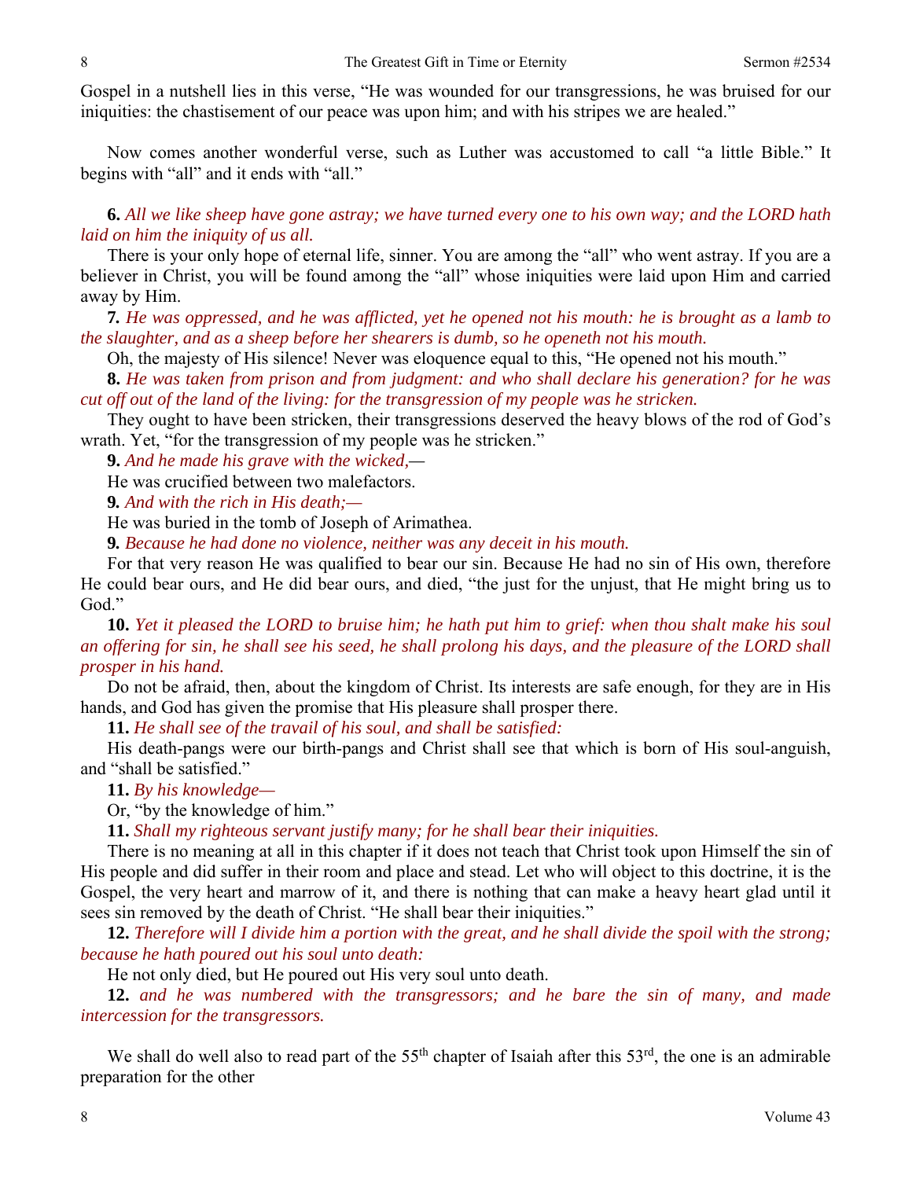Gospel in a nutshell lies in this verse, "He was wounded for our transgressions, he was bruised for our iniquities: the chastisement of our peace was upon him; and with his stripes we are healed."

Now comes another wonderful verse, such as Luther was accustomed to call "a little Bible." It begins with "all" and it ends with "all."

**6.** *All we like sheep have gone astray; we have turned every one to his own way; and the LORD hath laid on him the iniquity of us all.*

There is your only hope of eternal life, sinner. You are among the "all" who went astray. If you are a believer in Christ, you will be found among the "all" whose iniquities were laid upon Him and carried away by Him.

**7.** *He was oppressed, and he was afflicted, yet he opened not his mouth: he is brought as a lamb to the slaughter, and as a sheep before her shearers is dumb, so he openeth not his mouth.*

Oh, the majesty of His silence! Never was eloquence equal to this, "He opened not his mouth."

**8.** *He was taken from prison and from judgment: and who shall declare his generation? for he was cut off out of the land of the living: for the transgression of my people was he stricken.*

They ought to have been stricken, their transgressions deserved the heavy blows of the rod of God's wrath. Yet, "for the transgression of my people was he stricken."

**9.** *And he made his grave with the wicked,—*

He was crucified between two malefactors.

**9.** *And with the rich in His death;—*

He was buried in the tomb of Joseph of Arimathea.

**9.** *Because he had done no violence, neither was any deceit in his mouth.*

For that very reason He was qualified to bear our sin. Because He had no sin of His own, therefore He could bear ours, and He did bear ours, and died, "the just for the unjust, that He might bring us to God."

**10.** *Yet it pleased the LORD to bruise him; he hath put him to grief: when thou shalt make his soul an offering for sin, he shall see his seed, he shall prolong his days, and the pleasure of the LORD shall prosper in his hand.*

Do not be afraid, then, about the kingdom of Christ. Its interests are safe enough, for they are in His hands, and God has given the promise that His pleasure shall prosper there.

**11.** *He shall see of the travail of his soul, and shall be satisfied:*

His death-pangs were our birth-pangs and Christ shall see that which is born of His soul-anguish, and "shall be satisfied."

**11.** *By his knowledge—*

Or, "by the knowledge of him."

**11.** *Shall my righteous servant justify many; for he shall bear their iniquities.*

There is no meaning at all in this chapter if it does not teach that Christ took upon Himself the sin of His people and did suffer in their room and place and stead. Let who will object to this doctrine, it is the Gospel, the very heart and marrow of it, and there is nothing that can make a heavy heart glad until it sees sin removed by the death of Christ. "He shall bear their iniquities."

**12.** *Therefore will I divide him a portion with the great, and he shall divide the spoil with the strong; because he hath poured out his soul unto death:*

He not only died, but He poured out His very soul unto death.

**12.** *and he was numbered with the transgressors; and he bare the sin of many, and made intercession for the transgressors.*

We shall do well also to read part of the 55th chapter of Isaiah after this 53rd, the one is an admirable preparation for the other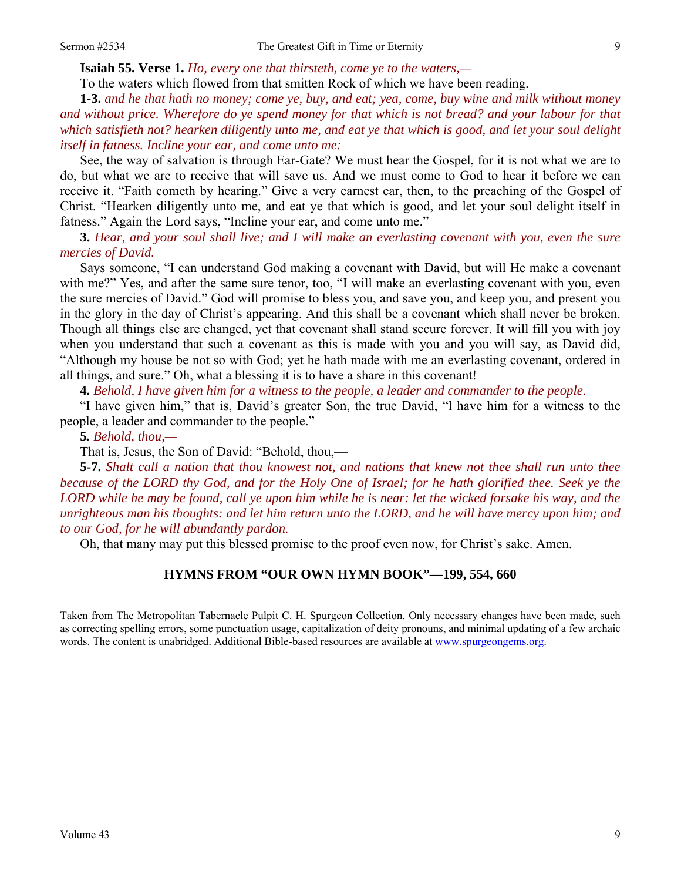**Isaiah 55. Verse 1.** *Ho, every one that thirsteth, come ye to the waters,—*

To the waters which flowed from that smitten Rock of which we have been reading.

**1-3.** *and he that hath no money; come ye, buy, and eat; yea, come, buy wine and milk without money and without price. Wherefore do ye spend money for that which is not bread? and your labour for that which satisfieth not? hearken diligently unto me, and eat ye that which is good, and let your soul delight itself in fatness. Incline your ear, and come unto me:*

See, the way of salvation is through Ear-Gate? We must hear the Gospel, for it is not what we are to do, but what we are to receive that will save us. And we must come to God to hear it before we can receive it. "Faith cometh by hearing." Give a very earnest ear, then, to the preaching of the Gospel of Christ. "Hearken diligently unto me, and eat ye that which is good, and let your soul delight itself in fatness." Again the Lord says, "Incline your ear, and come unto me."

**3.** *Hear, and your soul shall live; and I will make an everlasting covenant with you, even the sure mercies of David.*

Says someone, "I can understand God making a covenant with David, but will He make a covenant with me?" Yes, and after the same sure tenor, too, "I will make an everlasting covenant with you, even the sure mercies of David." God will promise to bless you, and save you, and keep you, and present you in the glory in the day of Christ's appearing. And this shall be a covenant which shall never be broken. Though all things else are changed, yet that covenant shall stand secure forever. It will fill you with joy when you understand that such a covenant as this is made with you and you will say, as David did, "Although my house be not so with God; yet he hath made with me an everlasting covenant, ordered in all things, and sure." Oh, what a blessing it is to have a share in this covenant!

**4.** *Behold, I have given him for a witness to the people, a leader and commander to the people.*

"I have given him," that is, David's greater Son, the true David, "l have him for a witness to the people, a leader and commander to the people."

**5.** *Behold, thou,—*

That is, Jesus, the Son of David: "Behold, thou,—

**5-7.** *Shalt call a nation that thou knowest not, and nations that knew not thee shall run unto thee because of the LORD thy God, and for the Holy One of Israel; for he hath glorified thee. Seek ye the LORD while he may be found, call ye upon him while he is near: let the wicked forsake his way, and the unrighteous man his thoughts: and let him return unto the LORD, and he will have mercy upon him; and to our God, for he will abundantly pardon.*

Oh, that many may put this blessed promise to the proof even now, for Christ's sake. Amen.

### HYMNS FROM "OUR OWN HYMN BOOK"—199, 554, 660

---

Taken from The Metropolitan Tabernacle Pulpit C. H. Spurgeon Collection. Only necessary changes have been made, such as correcting spelling errors, some punctuation usage, capitalization of deity pronouns, and minimal updating of a few archaic words. The content is unabridged. Additional Bible-based resources are available at www.spurgeongems.org.